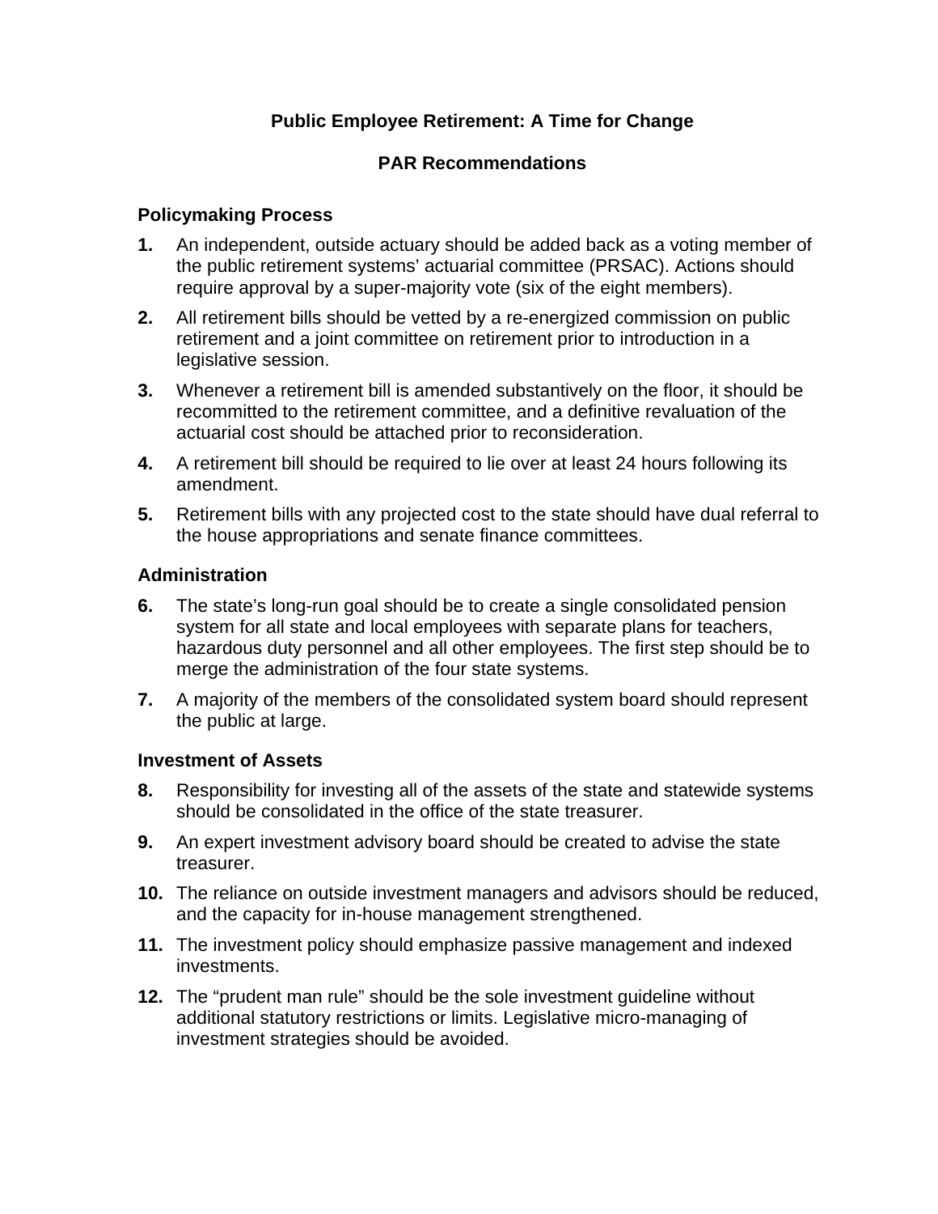# Public Employee Retirement: A Time for Change

## PAR Recommendations

### Policymaking Process

1. An independent, outside actuary should be added back as a voting member of the public retirement systems' actuarial committee (PRSAC). Actions should require approval by a super-majority vote (six of the eight members).
2. All retirement bills should be vetted by a re-energized commission on public retirement and a joint committee on retirement prior to introduction in a legislative session.
3. Whenever a retirement bill is amended substantively on the floor, it should be recommitted to the retirement committee, and a definitive revaluation of the actuarial cost should be attached prior to reconsideration.
4. A retirement bill should be required to lie over at least 24 hours following its amendment.
5. Retirement bills with any projected cost to the state should have dual referral to the house appropriations and senate finance committees.

### Administration

6. The state's long-run goal should be to create a single consolidated pension system for all state and local employees with separate plans for teachers, hazardous duty personnel and all other employees. The first step should be to merge the administration of the four state systems.
7. A majority of the members of the consolidated system board should represent the public at large.

### Investment of Assets

8. Responsibility for investing all of the assets of the state and statewide systems should be consolidated in the office of the state treasurer.
9. An expert investment advisory board should be created to advise the state treasurer.
10. The reliance on outside investment managers and advisors should be reduced, and the capacity for in-house management strengthened.
11. The investment policy should emphasize passive management and indexed investments.
12. The "prudent man rule" should be the sole investment guideline without additional statutory restrictions or limits. Legislative micro-managing of investment strategies should be avoided.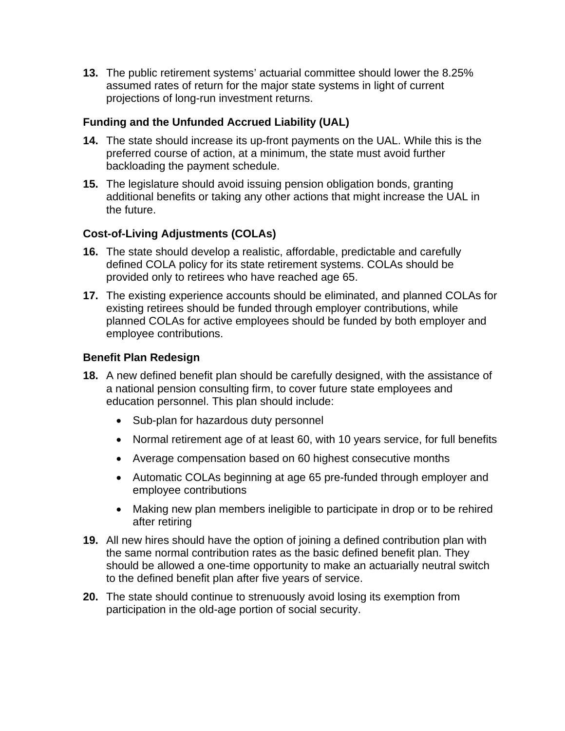**13.** The public retirement systems' actuarial committee should lower the 8.25% assumed rates of return for the major state systems in light of current projections of long-run investment returns.

### Funding and the Unfunded Accrued Liability (UAL)

**14.** The state should increase its up-front payments on the UAL. While this is the preferred course of action, at a minimum, the state must avoid further backloading the payment schedule.

**15.** The legislature should avoid issuing pension obligation bonds, granting additional benefits or taking any other actions that might increase the UAL in the future.

### Cost-of-Living Adjustments (COLAs)

**16.** The state should develop a realistic, affordable, predictable and carefully defined COLA policy for its state retirement systems. COLAs should be provided only to retirees who have reached age 65.

**17.** The existing experience accounts should be eliminated, and planned COLAs for existing retirees should be funded through employer contributions, while planned COLAs for active employees should be funded by both employer and employee contributions.

### Benefit Plan Redesign

**18.** A new defined benefit plan should be carefully designed, with the assistance of a national pension consulting firm, to cover future state employees and education personnel. This plan should include:

- Sub-plan for hazardous duty personnel
- Normal retirement age of at least 60, with 10 years service, for full benefits
- Average compensation based on 60 highest consecutive months
- Automatic COLAs beginning at age 65 pre-funded through employer and employee contributions
- Making new plan members ineligible to participate in drop or to be rehired after retiring

**19.** All new hires should have the option of joining a defined contribution plan with the same normal contribution rates as the basic defined benefit plan. They should be allowed a one-time opportunity to make an actuarially neutral switch to the defined benefit plan after five years of service.

**20.** The state should continue to strenuously avoid losing its exemption from participation in the old-age portion of social security.